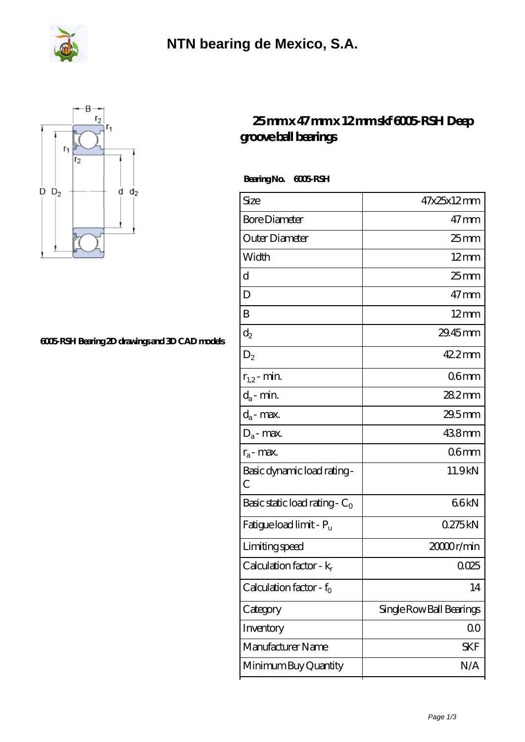# NTN bearing de Mexico, S.A.

6005-RSH Bearing 2D drawings and 3D CAD models

## 25 mm x 47 mm x 12 mm skf 6005-RSH Deep groove ball bearings

**Bearing No. 6005-RSH**

| | |
|---|---|
| Size | 47x25x12 mm |
| Bore Diameter | 47 mm |
| Outer Diameter | 25 mm |
| Width | 12 mm |
| d | 25 mm |
| D | 47 mm |
| B | 12 mm |
| $d_2$ | 29.45 mm |
| $D_2$ | 42.2 mm |
| $r_{1,2}$ - min. | 0.6 mm |
| $d_a$ - min. | 28.2 mm |
| $d_a$ - max. | 29.5 mm |
| $D_a$ - max. | 43.8 mm |
| $r_a$ - max. | 0.6 mm |
| Basic dynamic load rating - C | 11.9 kN |
| Basic static load rating - $C_0$ | 6.6 kN |
| Fatigue load limit - $P_u$ | 0.275 kN |
| Limiting speed | 20000 r/min |
| Calculation factor - $k_r$ | 0.025 |
| Calculation factor - $f_0$ | 14 |
| Category | Single Row Ball Bearings |
| Inventory | 0.0 |
| Manufacturer Name | SKF |
| Minimum Buy Quantity | N/A |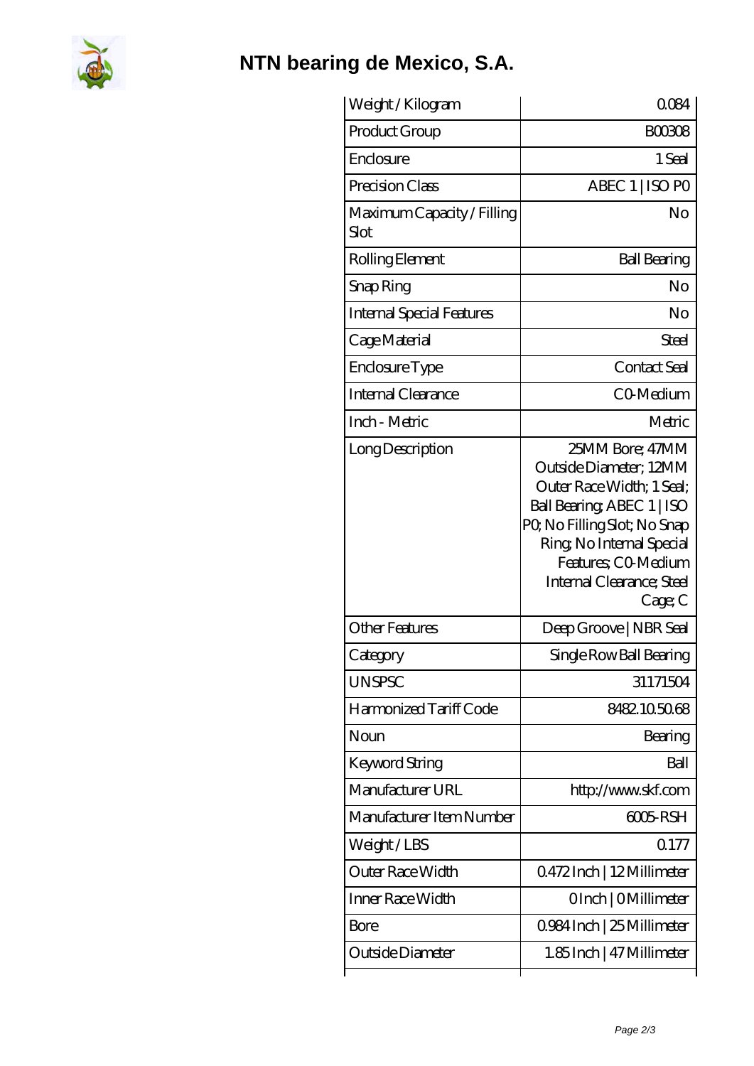# NTN bearing de Mexico, S.A.

| | |
|---|---|
| Weight / Kilogram | 0.084 |
| Product Group | B00308 |
| Enclosure | 1 Seal |
| Precision Class | ABEC 1 \| ISO P0 |
| Maximum Capacity / Filling Slot | No |
| Rolling Element | Ball Bearing |
| Snap Ring | No |
| Internal Special Features | No |
| Cage Material | Steel |
| Enclosure Type | Contact Seal |
| Internal Clearance | C0-Medium |
| Inch - Metric | Metric |
| Long Description | 25MM Bore; 47MM Outside Diameter; 12MM Outer Race Width; 1 Seal; Ball Bearing; ABEC 1 \| ISO P0; No Filling Slot; No Snap Ring; No Internal Special Features; C0-Medium Internal Clearance; Steel Cage; C |
| Other Features | Deep Groove \| NBR Seal |
| Category | Single Row Ball Bearing |
| UNSPSC | 31171504 |
| Harmonized Tariff Code | 8482.10.50.68 |
| Noun | Bearing |
| Keyword String | Ball |
| Manufacturer URL | http://www.skf.com |
| Manufacturer Item Number | 6005-RSH |
| Weight / LBS | 0.177 |
| Outer Race Width | 0.472 Inch \| 12 Millimeter |
| Inner Race Width | 0 Inch \| 0 Millimeter |
| Bore | 0.984 Inch \| 25 Millimeter |
| Outside Diameter | 1.85 Inch \| 47 Millimeter |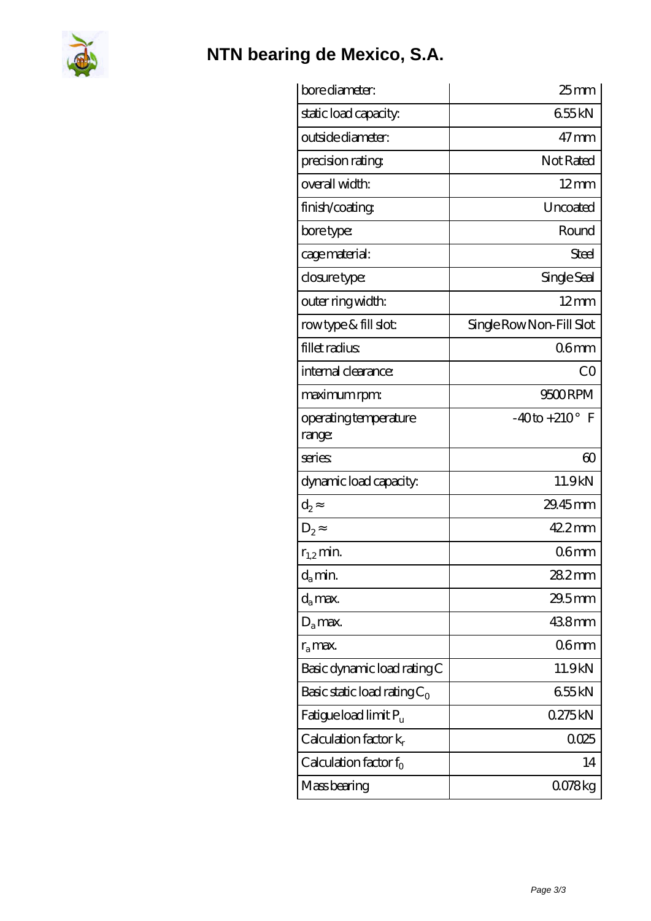# NTN bearing de Mexico, S.A.

| | |
|---|---|
| bore diameter: | 25 mm |
| static load capacity: | 6.55 kN |
| outside diameter: | 47 mm |
| precision rating: | Not Rated |
| overall width: | 12 mm |
| finish/coating: | Uncoated |
| bore type: | Round |
| cage material: | Steel |
| closure type: | Single Seal |
| outer ring width: | 12 mm |
| row type & fill slot: | Single Row Non-Fill Slot |
| fillet radius: | 0.6 mm |
| internal clearance: | C0 |
| maximum rpm: | 9500 RPM |
| operating temperature range: | -40 to +210 ° F |
| series: | 60 |
| dynamic load capacity: | 11.9 kN |
| $d_2$ ≈ | 29.45 mm |
| $D_2$ ≈ | 42.2 mm |
| $r_{1,2}$ min. | 0.6 mm |
| $d_a$ min. | 28.2 mm |
| $d_a$ max. | 29.5 mm |
| $D_a$ max. | 43.8 mm |
| $r_a$ max. | 0.6 mm |
| Basic dynamic load rating C | 11.9 kN |
| Basic static load rating $C_0$ | 6.55 kN |
| Fatigue load limit $P_u$ | 0.275 kN |
| Calculation factor $k_r$ | 0.025 |
| Calculation factor $f_0$ | 14 |
| Mass bearing | 0.078 kg |